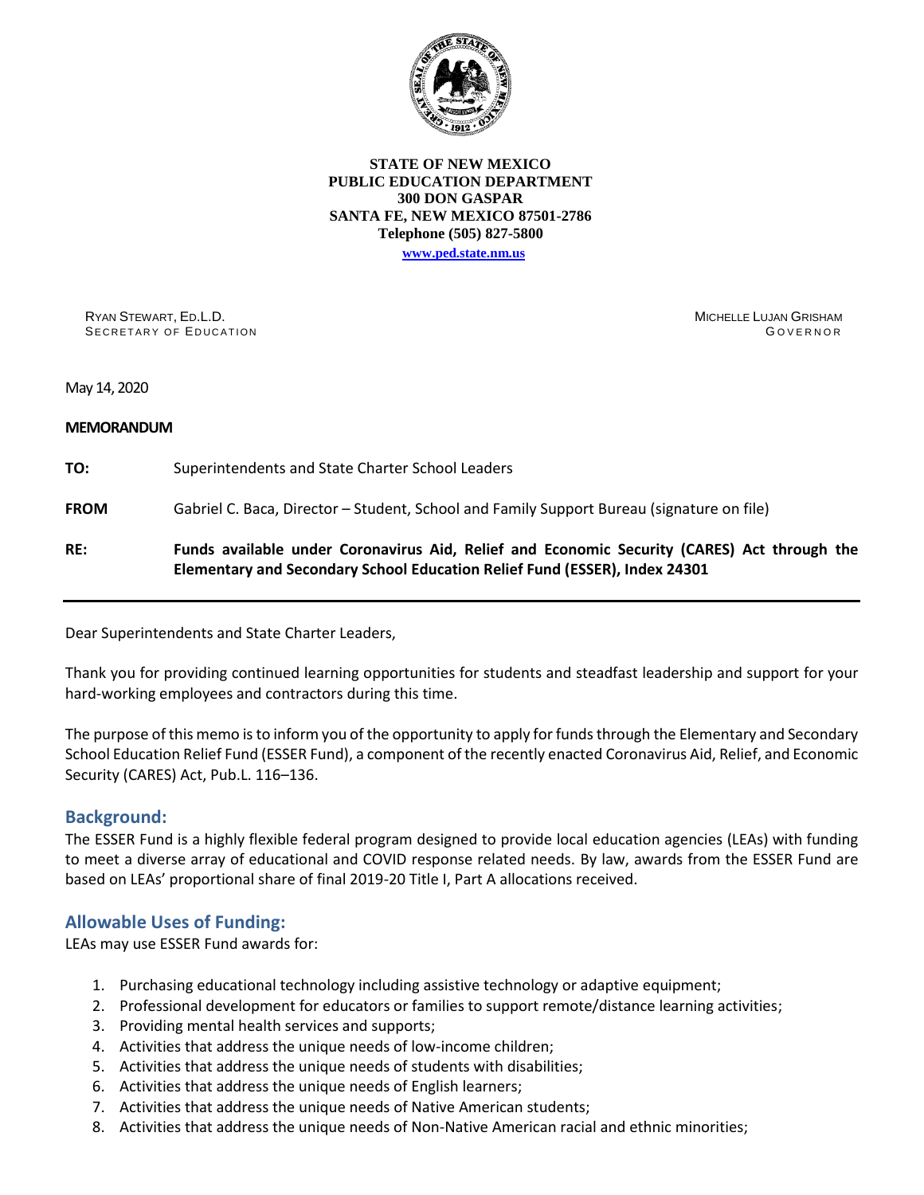**STATE OF NEW MEXICO**
**PUBLIC EDUCATION DEPARTMENT**
**300 DON GASPAR**
**SANTA FE, NEW MEXICO 87501-2786**
**Telephone (505) 827-5800**
**www.ped.state.nm.us**

RYAN STEWART, ED.L.D.
SECRETARY OF EDUCATION

MICHELLE LUJAN GRISHAM
GOVERNOR

May 14, 2020

**MEMORANDUM**

**TO:** Superintendents and State Charter School Leaders

**FROM** Gabriel C. Baca, Director – Student, School and Family Support Bureau (signature on file)

**RE:** **Funds available under Coronavirus Aid, Relief and Economic Security (CARES) Act through the Elementary and Secondary School Education Relief Fund (ESSER), Index 24301**

---

Dear Superintendents and State Charter Leaders,

Thank you for providing continued learning opportunities for students and steadfast leadership and support for your hard-working employees and contractors during this time.

The purpose of this memo is to inform you of the opportunity to apply for funds through the Elementary and Secondary School Education Relief Fund (ESSER Fund), a component of the recently enacted Coronavirus Aid, Relief, and Economic Security (CARES) Act, Pub.L. 116–136.

## Background:

The ESSER Fund is a highly flexible federal program designed to provide local education agencies (LEAs) with funding to meet a diverse array of educational and COVID response related needs. By law, awards from the ESSER Fund are based on LEAs' proportional share of final 2019-20 Title I, Part A allocations received.

## Allowable Uses of Funding:

LEAs may use ESSER Fund awards for:

1. Purchasing educational technology including assistive technology or adaptive equipment;
2. Professional development for educators or families to support remote/distance learning activities;
3. Providing mental health services and supports;
4. Activities that address the unique needs of low-income children;
5. Activities that address the unique needs of students with disabilities;
6. Activities that address the unique needs of English learners;
7. Activities that address the unique needs of Native American students;
8. Activities that address the unique needs of Non-Native American racial and ethnic minorities;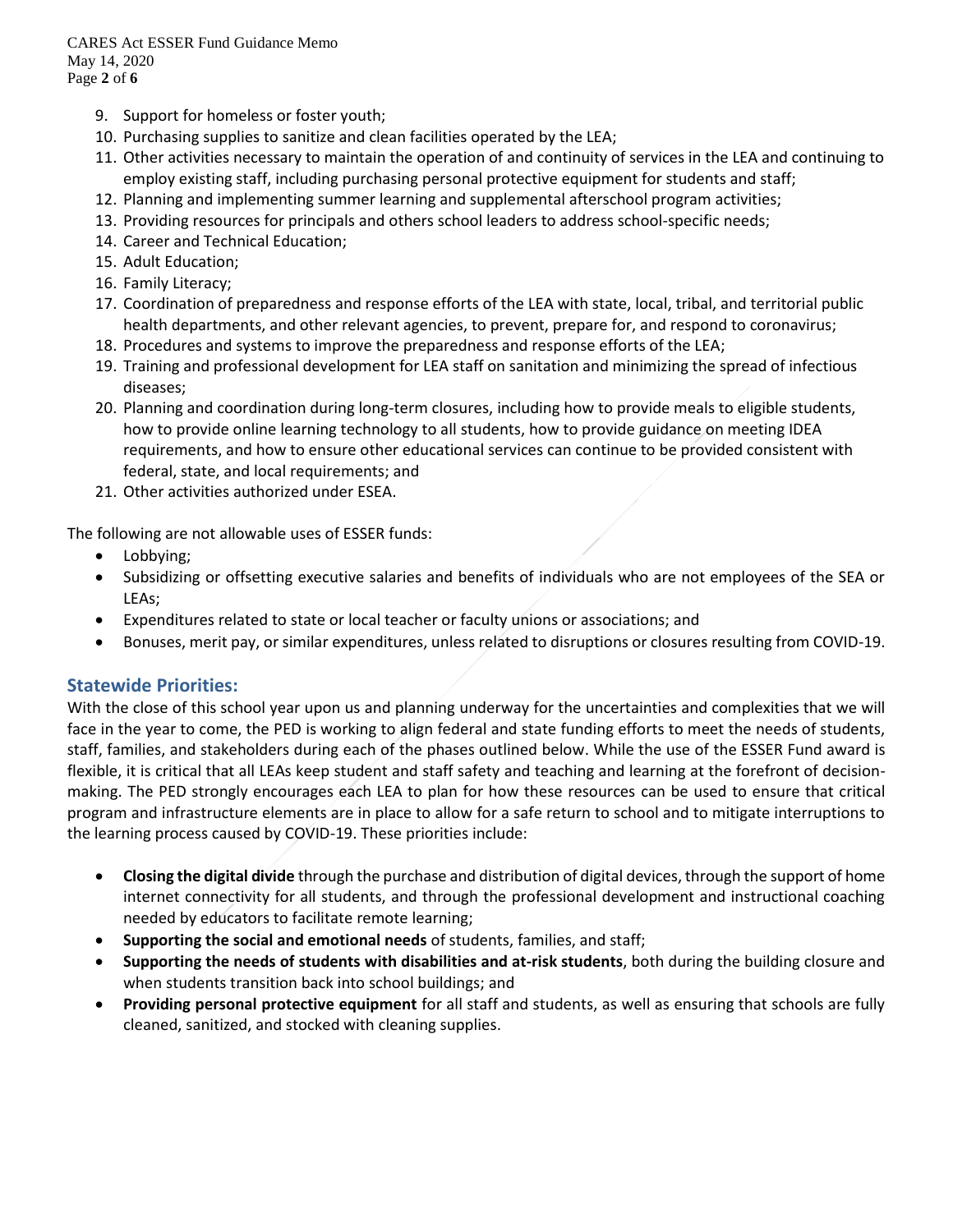9. Support for homeless or foster youth;
10. Purchasing supplies to sanitize and clean facilities operated by the LEA;
11. Other activities necessary to maintain the operation of and continuity of services in the LEA and continuing to employ existing staff, including purchasing personal protective equipment for students and staff;
12. Planning and implementing summer learning and supplemental afterschool program activities;
13. Providing resources for principals and others school leaders to address school-specific needs;
14. Career and Technical Education;
15. Adult Education;
16. Family Literacy;
17. Coordination of preparedness and response efforts of the LEA with state, local, tribal, and territorial public health departments, and other relevant agencies, to prevent, prepare for, and respond to coronavirus;
18. Procedures and systems to improve the preparedness and response efforts of the LEA;
19. Training and professional development for LEA staff on sanitation and minimizing the spread of infectious diseases;
20. Planning and coordination during long-term closures, including how to provide meals to eligible students, how to provide online learning technology to all students, how to provide guidance on meeting IDEA requirements, and how to ensure other educational services can continue to be provided consistent with federal, state, and local requirements; and
21. Other activities authorized under ESEA.

The following are not allowable uses of ESSER funds:

- Lobbying;
- Subsidizing or offsetting executive salaries and benefits of individuals who are not employees of the SEA or LEAs;
- Expenditures related to state or local teacher or faculty unions or associations; and
- Bonuses, merit pay, or similar expenditures, unless related to disruptions or closures resulting from COVID-19.

## Statewide Priorities:

With the close of this school year upon us and planning underway for the uncertainties and complexities that we will face in the year to come, the PED is working to align federal and state funding efforts to meet the needs of students, staff, families, and stakeholders during each of the phases outlined below. While the use of the ESSER Fund award is flexible, it is critical that all LEAs keep student and staff safety and teaching and learning at the forefront of decision-making. The PED strongly encourages each LEA to plan for how these resources can be used to ensure that critical program and infrastructure elements are in place to allow for a safe return to school and to mitigate interruptions to the learning process caused by COVID-19. These priorities include:

- **Closing the digital divide** through the purchase and distribution of digital devices, through the support of home internet connectivity for all students, and through the professional development and instructional coaching needed by educators to facilitate remote learning;
- **Supporting the social and emotional needs** of students, families, and staff;
- **Supporting the needs of students with disabilities and at-risk students**, both during the building closure and when students transition back into school buildings; and
- **Providing personal protective equipment** for all staff and students, as well as ensuring that schools are fully cleaned, sanitized, and stocked with cleaning supplies.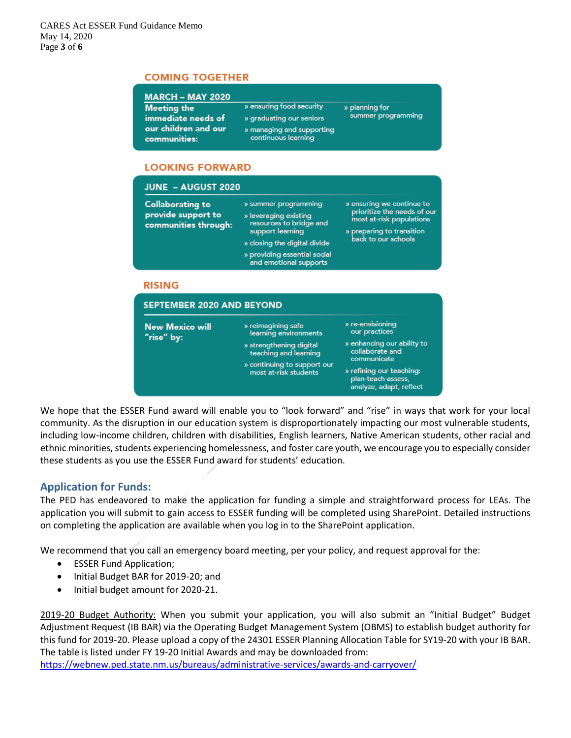## COMING TOGETHER

### MARCH – MAY 2020

**Meeting the immediate needs of our children and our communities:**

- ensuring food security
- graduating our seniors
- managing and supporting continuous learning
- planning for summer programming

## LOOKING FORWARD

### JUNE – AUGUST 2020

**Collaborating to provide support to communities through:**

- summer programming
- leveraging existing resources to bridge and support learning
- closing the digital divide
- providing essential social and emotional supports
- ensuring we continue to prioritize the needs of our most at-risk populations
- preparing to transition back to our schools

## RISING

### SEPTEMBER 2020 AND BEYOND

**New Mexico will "rise" by:**

- reimagining safe learning environments
- strengthening digital teaching and learning
- continuing to support our most at-risk students
- re-envisioning our practices
- enhancing our ability to collaborate and communicate
- refining our teaching: plan-teach-assess, analyze, adapt, reflect

We hope that the ESSER Fund award will enable you to "look forward" and "rise" in ways that work for your local community. As the disruption in our education system is disproportionately impacting our most vulnerable students, including low-income children, children with disabilities, English learners, Native American students, other racial and ethnic minorities, students experiencing homelessness, and foster care youth, we encourage you to especially consider these students as you use the ESSER Fund award for students' education.

## Application for Funds:

The PED has endeavored to make the application for funding a simple and straightforward process for LEAs. The application you will submit to gain access to ESSER funding will be completed using SharePoint. Detailed instructions on completing the application are available when you log in to the SharePoint application.

We recommend that you call an emergency board meeting, per your policy, and request approval for the:

- ESSER Fund Application;
- Initial Budget BAR for 2019-20; and
- Initial budget amount for 2020-21.

2019-20 Budget Authority: When you submit your application, you will also submit an "Initial Budget" Budget Adjustment Request (IB BAR) via the Operating Budget Management System (OBMS) to establish budget authority for this fund for 2019-20. Please upload a copy of the 24301 ESSER Planning Allocation Table for SY19-20 with your IB BAR. The table is listed under FY 19-20 Initial Awards and may be downloaded from: https://webnew.ped.state.nm.us/bureaus/administrative-services/awards-and-carryover/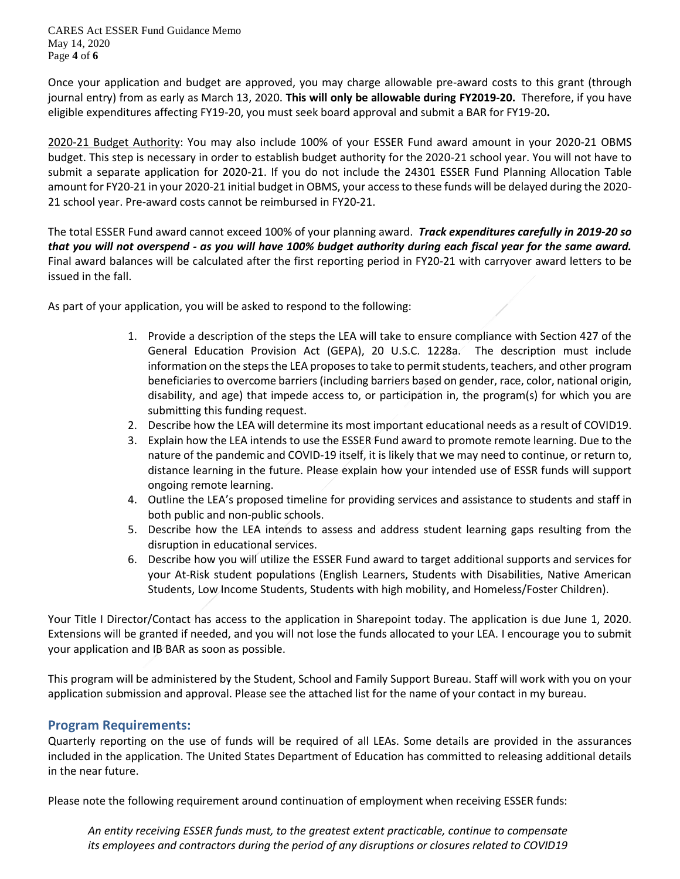Once your application and budget are approved, you may charge allowable pre-award costs to this grant (through journal entry) from as early as March 13, 2020. **This will only be allowable during FY2019-20.** Therefore, if you have eligible expenditures affecting FY19-20, you must seek board approval and submit a BAR for FY19-20**.**

<u>2020-21 Budget Authority</u>: You may also include 100% of your ESSER Fund award amount in your 2020-21 OBMS budget. This step is necessary in order to establish budget authority for the 2020-21 school year. You will not have to submit a separate application for 2020-21. If you do not include the 24301 ESSER Fund Planning Allocation Table amount for FY20-21 in your 2020-21 initial budget in OBMS, your access to these funds will be delayed during the 2020-21 school year. Pre-award costs cannot be reimbursed in FY20-21.

The total ESSER Fund award cannot exceed 100% of your planning award. ***Track expenditures carefully in 2019-20 so that you will not overspend - as you will have 100% budget authority during each fiscal year for the same award.*** Final award balances will be calculated after the first reporting period in FY20-21 with carryover award letters to be issued in the fall.

As part of your application, you will be asked to respond to the following:

1. Provide a description of the steps the LEA will take to ensure compliance with Section 427 of the General Education Provision Act (GEPA), 20 U.S.C. 1228a. The description must include information on the steps the LEA proposes to take to permit students, teachers, and other program beneficiaries to overcome barriers (including barriers based on gender, race, color, national origin, disability, and age) that impede access to, or participation in, the program(s) for which you are submitting this funding request.
2. Describe how the LEA will determine its most important educational needs as a result of COVID19.
3. Explain how the LEA intends to use the ESSER Fund award to promote remote learning. Due to the nature of the pandemic and COVID-19 itself, it is likely that we may need to continue, or return to, distance learning in the future. Please explain how your intended use of ESSR funds will support ongoing remote learning.
4. Outline the LEA's proposed timeline for providing services and assistance to students and staff in both public and non-public schools.
5. Describe how the LEA intends to assess and address student learning gaps resulting from the disruption in educational services.
6. Describe how you will utilize the ESSER Fund award to target additional supports and services for your At-Risk student populations (English Learners, Students with Disabilities, Native American Students, Low Income Students, Students with high mobility, and Homeless/Foster Children).

Your Title I Director/Contact has access to the application in Sharepoint today. The application is due June 1, 2020. Extensions will be granted if needed, and you will not lose the funds allocated to your LEA. I encourage you to submit your application and IB BAR as soon as possible.

This program will be administered by the Student, School and Family Support Bureau. Staff will work with you on your application submission and approval. Please see the attached list for the name of your contact in my bureau.

## Program Requirements:

Quarterly reporting on the use of funds will be required of all LEAs. Some details are provided in the assurances included in the application. The United States Department of Education has committed to releasing additional details in the near future.

Please note the following requirement around continuation of employment when receiving ESSER funds:

*An entity receiving ESSER funds must, to the greatest extent practicable, continue to compensate its employees and contractors during the period of any disruptions or closures related to COVID19*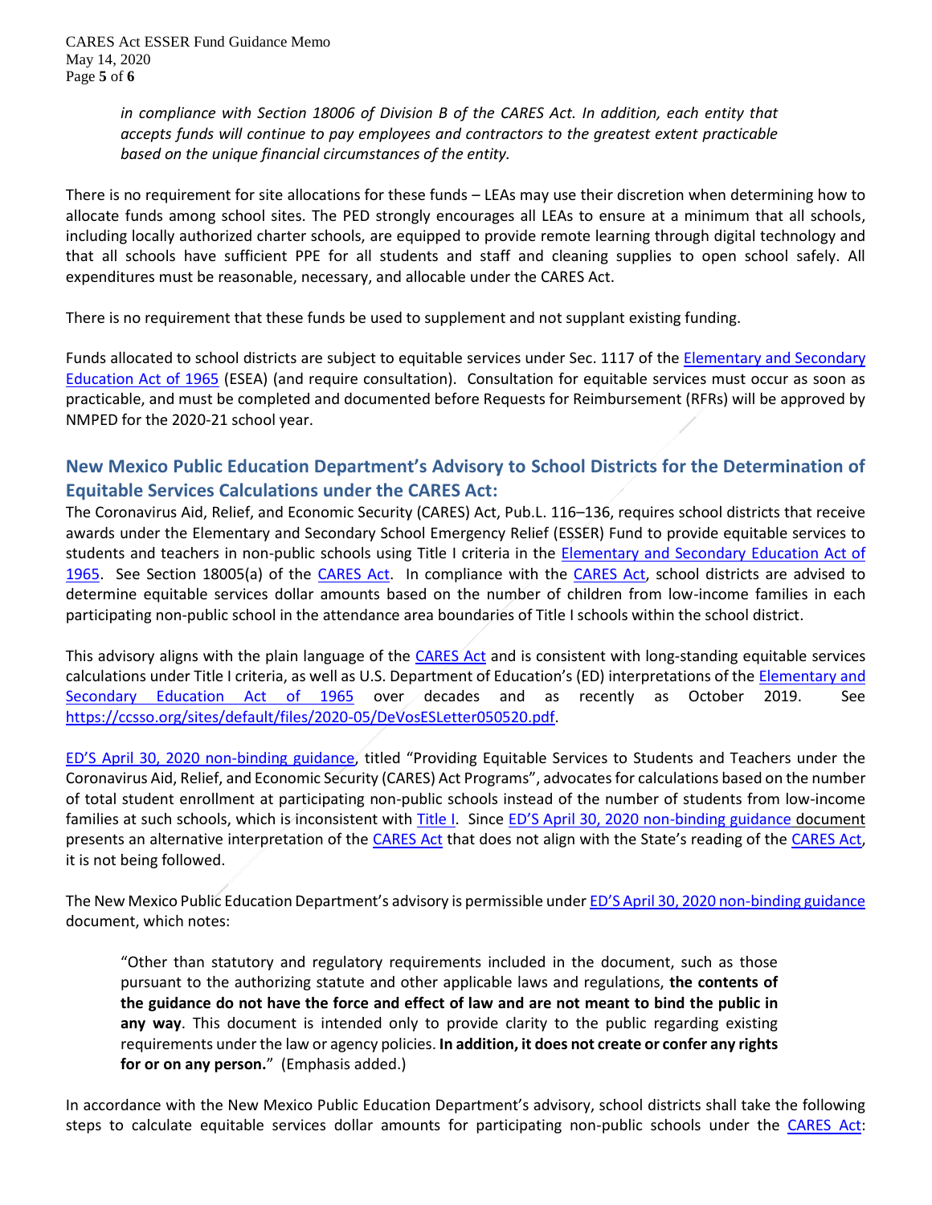> *in compliance with Section 18006 of Division B of the CARES Act. In addition, each entity that accepts funds will continue to pay employees and contractors to the greatest extent practicable based on the unique financial circumstances of the entity.*

There is no requirement for site allocations for these funds – LEAs may use their discretion when determining how to allocate funds among school sites. The PED strongly encourages all LEAs to ensure at a minimum that all schools, including locally authorized charter schools, are equipped to provide remote learning through digital technology and that all schools have sufficient PPE for all students and staff and cleaning supplies to open school safely. All expenditures must be reasonable, necessary, and allocable under the CARES Act.

There is no requirement that these funds be used to supplement and not supplant existing funding.

Funds allocated to school districts are subject to equitable services under Sec. 1117 of the Elementary and Secondary Education Act of 1965 (ESEA) (and require consultation). Consultation for equitable services must occur as soon as practicable, and must be completed and documented before Requests for Reimbursement (RFRs) will be approved by NMPED for the 2020-21 school year.

## New Mexico Public Education Department's Advisory to School Districts for the Determination of Equitable Services Calculations under the CARES Act:

The Coronavirus Aid, Relief, and Economic Security (CARES) Act, Pub.L. 116–136, requires school districts that receive awards under the Elementary and Secondary School Emergency Relief (ESSER) Fund to provide equitable services to students and teachers in non-public schools using Title I criteria in the Elementary and Secondary Education Act of 1965. See Section 18005(a) of the CARES Act. In compliance with the CARES Act, school districts are advised to determine equitable services dollar amounts based on the number of children from low-income families in each participating non-public school in the attendance area boundaries of Title I schools within the school district.

This advisory aligns with the plain language of the CARES Act and is consistent with long-standing equitable services calculations under Title I criteria, as well as U.S. Department of Education's (ED) interpretations of the Elementary and Secondary Education Act of 1965 over decades and as recently as October 2019. See https://ccsso.org/sites/default/files/2020-05/DeVosESLetter050520.pdf.

ED'S April 30, 2020 non-binding guidance, titled "Providing Equitable Services to Students and Teachers under the Coronavirus Aid, Relief, and Economic Security (CARES) Act Programs", advocates for calculations based on the number of total student enrollment at participating non-public schools instead of the number of students from low-income families at such schools, which is inconsistent with Title I. Since ED'S April 30, 2020 non-binding guidance document presents an alternative interpretation of the CARES Act that does not align with the State's reading of the CARES Act, it is not being followed.

The New Mexico Public Education Department's advisory is permissible under ED'S April 30, 2020 non-binding guidance document, which notes:

> "Other than statutory and regulatory requirements included in the document, such as those pursuant to the authorizing statute and other applicable laws and regulations, **the contents of the guidance do not have the force and effect of law and are not meant to bind the public in any way**. This document is intended only to provide clarity to the public regarding existing requirements under the law or agency policies. **In addition, it does not create or confer any rights for or on any person.**" (Emphasis added.)

In accordance with the New Mexico Public Education Department's advisory, school districts shall take the following steps to calculate equitable services dollar amounts for participating non-public schools under the CARES Act: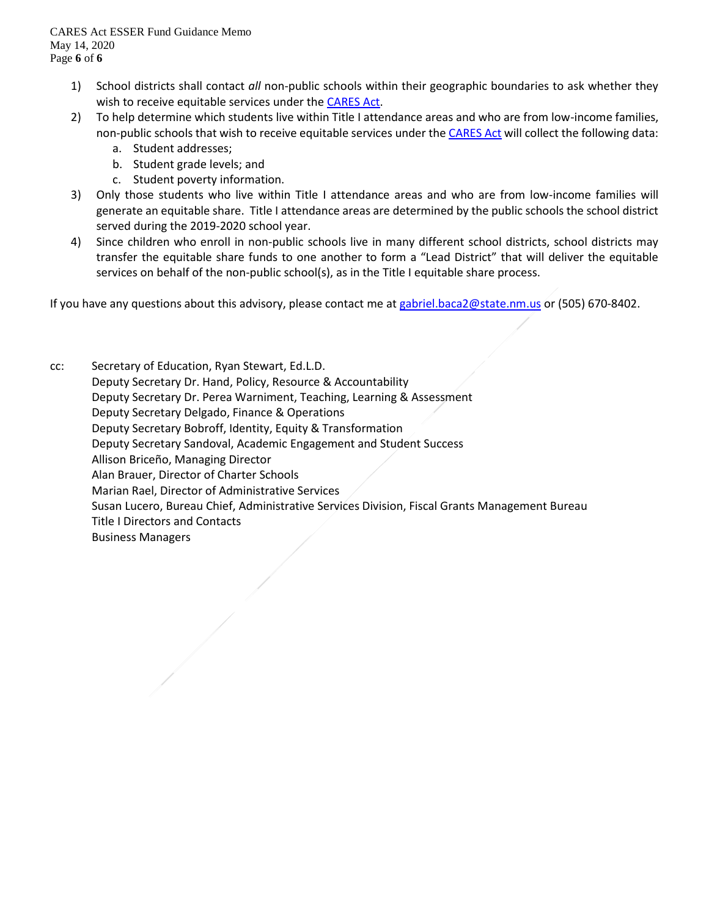1) School districts shall contact *all* non-public schools within their geographic boundaries to ask whether they wish to receive equitable services under the [CARES Act](#).
2) To help determine which students live within Title I attendance areas and who are from low-income families, non-public schools that wish to receive equitable services under the [CARES Act](#) will collect the following data:
   a. Student addresses;
   b. Student grade levels; and
   c. Student poverty information.
3) Only those students who live within Title I attendance areas and who are from low-income families will generate an equitable share. Title I attendance areas are determined by the public schools the school district served during the 2019-2020 school year.
4) Since children who enroll in non-public schools live in many different school districts, school districts may transfer the equitable share funds to one another to form a "Lead District" that will deliver the equitable services on behalf of the non-public school(s), as in the Title I equitable share process.

If you have any questions about this advisory, please contact me at gabriel.baca2@state.nm.us or (505) 670-8402.

cc: Secretary of Education, Ryan Stewart, Ed.L.D.
Deputy Secretary Dr. Hand, Policy, Resource & Accountability
Deputy Secretary Dr. Perea Warniment, Teaching, Learning & Assessment
Deputy Secretary Delgado, Finance & Operations
Deputy Secretary Bobroff, Identity, Equity & Transformation
Deputy Secretary Sandoval, Academic Engagement and Student Success
Allison Briceño, Managing Director
Alan Brauer, Director of Charter Schools
Marian Rael, Director of Administrative Services
Susan Lucero, Bureau Chief, Administrative Services Division, Fiscal Grants Management Bureau
Title I Directors and Contacts
Business Managers